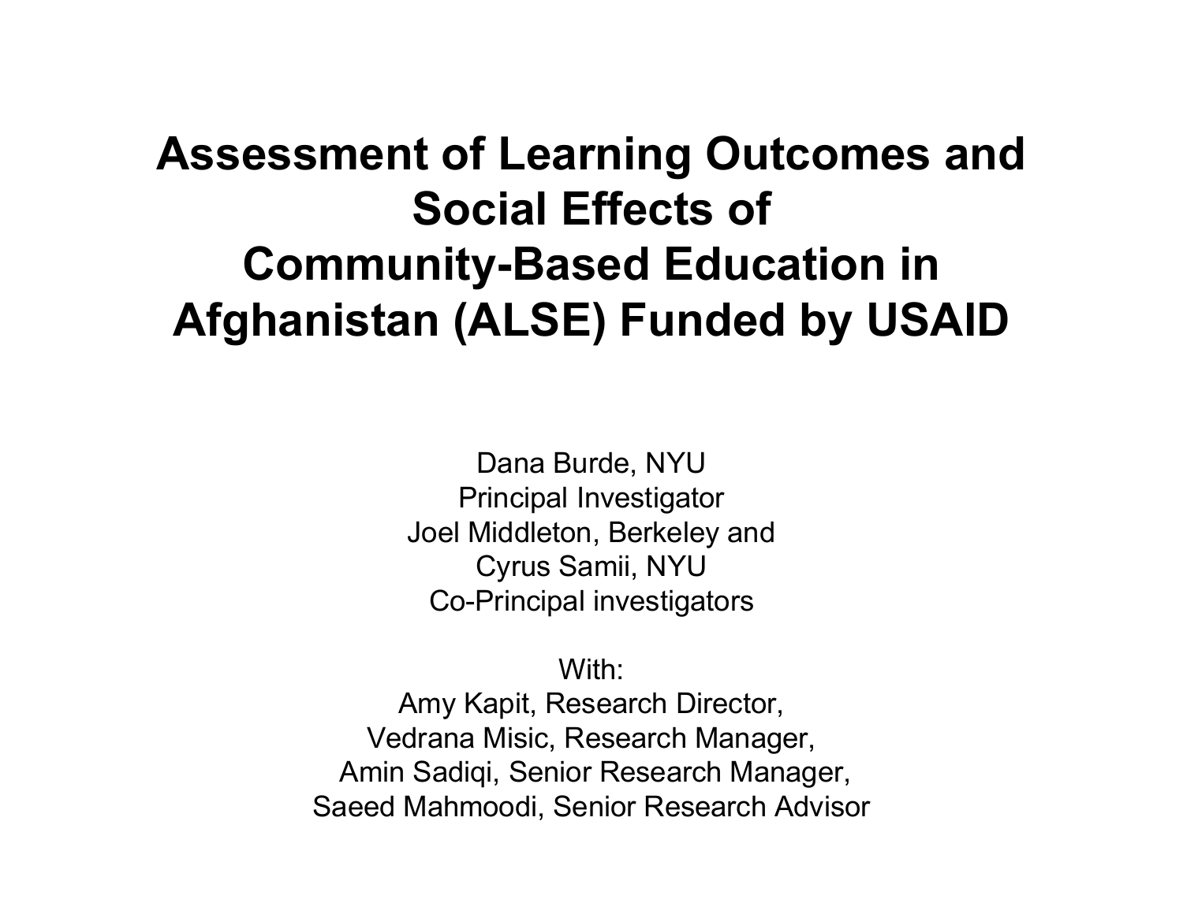# Assessment of Learning Outcomes and Social Effects of Community-Based Education in Afghanistan (ALSE) Funded by USAID

Dana Burde, NYU
Principal Investigator
Joel Middleton, Berkeley and
Cyrus Samii, NYU
Co-Principal investigators

With:
Amy Kapit, Research Director,
Vedrana Misic, Research Manager,
Amin Sadiqi, Senior Research Manager,
Saeed Mahmoodi, Senior Research Advisor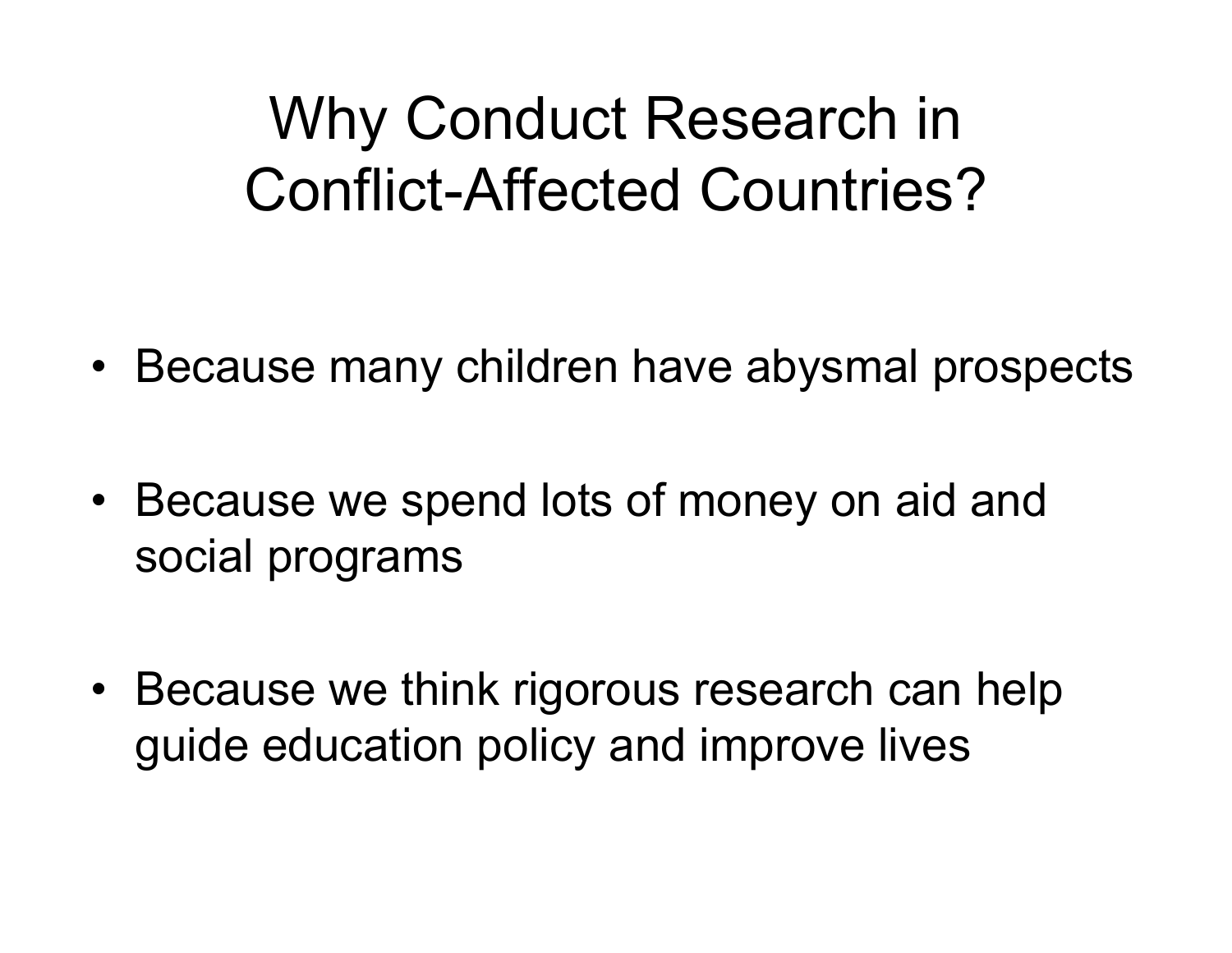# Why Conduct Research in Conflict-Affected Countries?

- Because many children have abysmal prospects
- Because we spend lots of money on aid and social programs
- Because we think rigorous research can help guide education policy and improve lives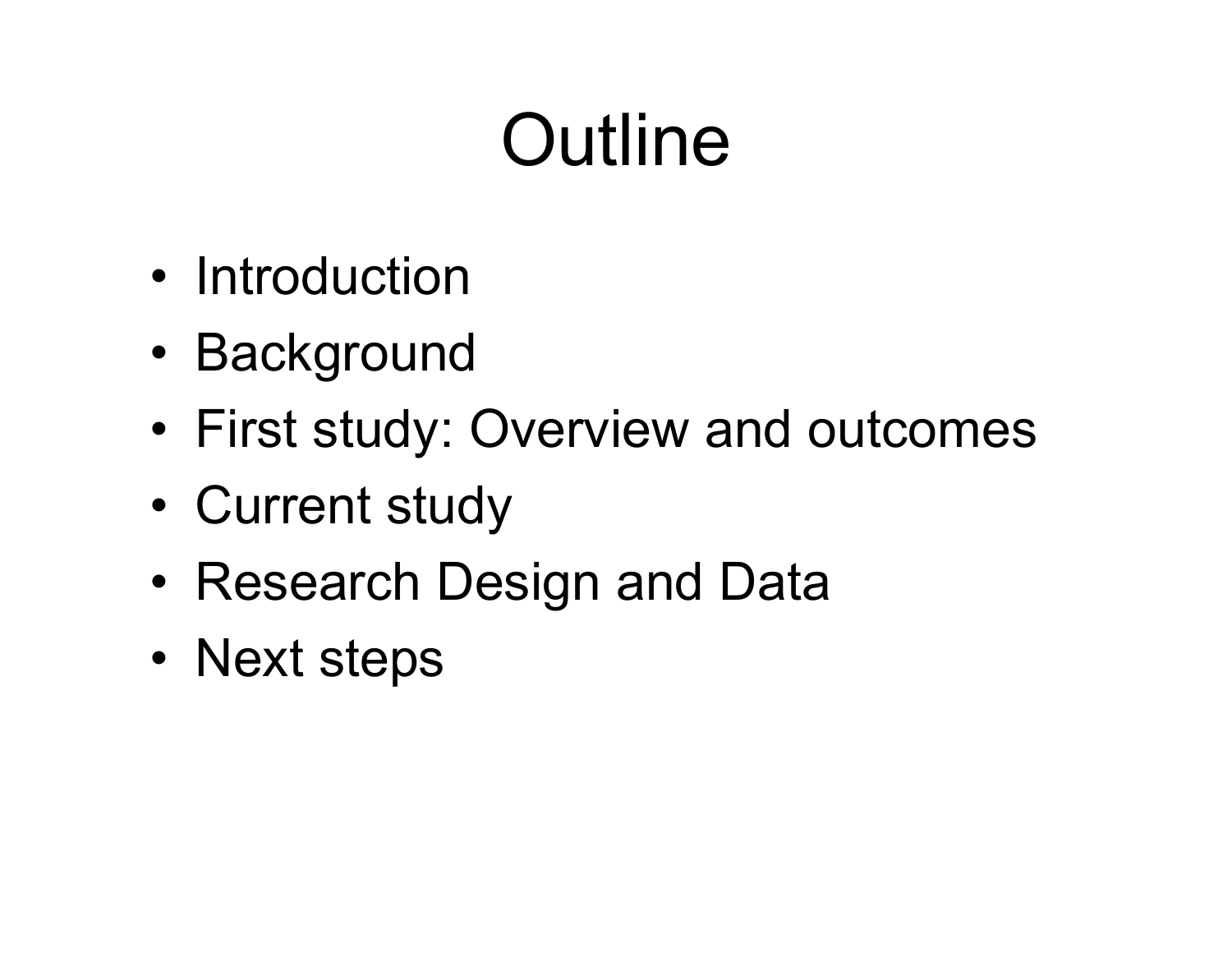# Outline

- Introduction
- Background
- First study: Overview and outcomes
- Current study
- Research Design and Data
- Next steps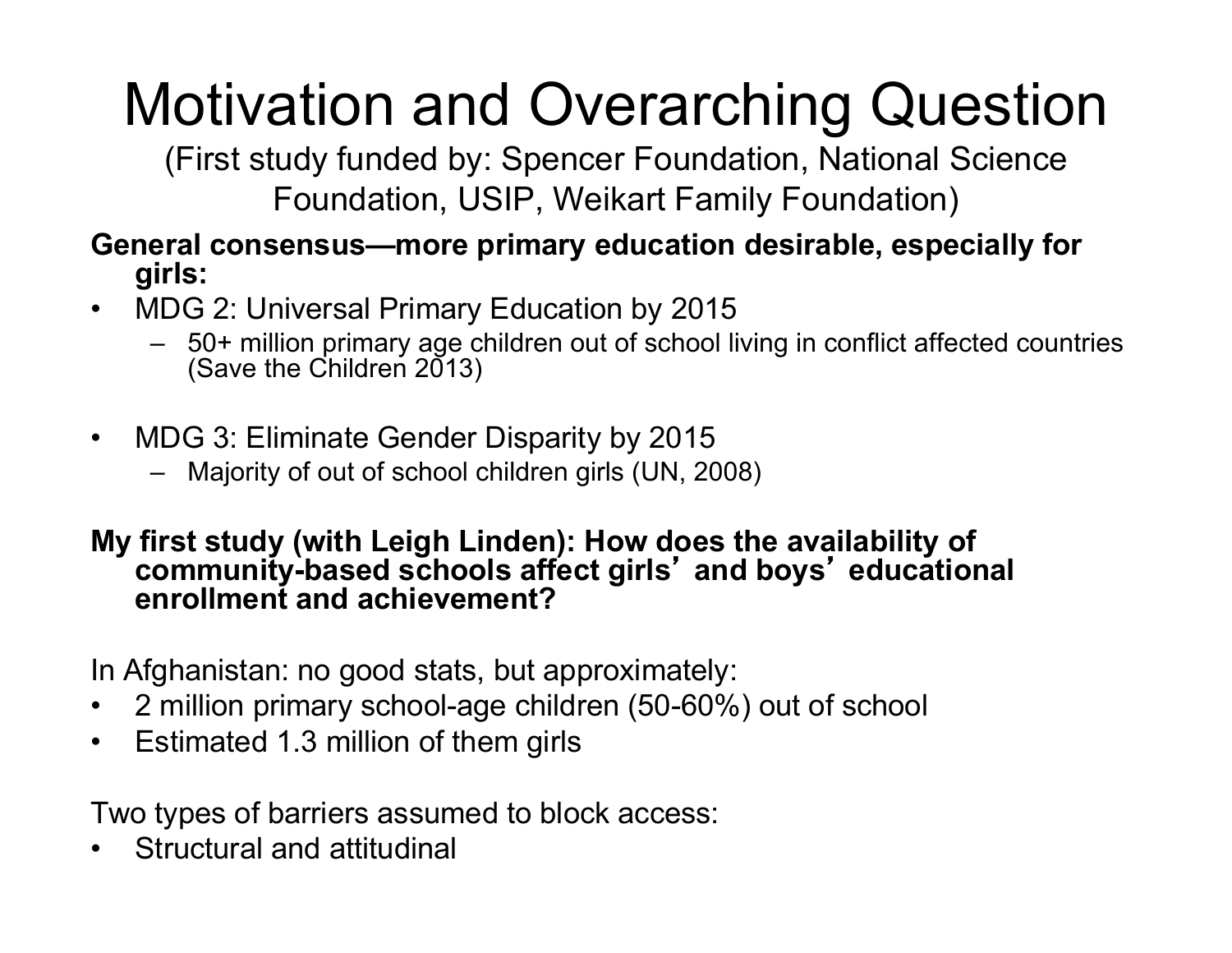# Motivation and Overarching Question

(First study funded by: Spencer Foundation, National Science Foundation, USIP, Weikart Family Foundation)

**General consensus—more primary education desirable, especially for girls:**

- MDG 2: Universal Primary Education by 2015
  - 50+ million primary age children out of school living in conflict affected countries (Save the Children 2013)
- MDG 3: Eliminate Gender Disparity by 2015
  - Majority of out of school children girls (UN, 2008)

**My first study (with Leigh Linden): How does the availability of community-based schools affect girls' and boys' educational enrollment and achievement?**

In Afghanistan: no good stats, but approximately:

- 2 million primary school-age children (50-60%) out of school
- Estimated 1.3 million of them girls

Two types of barriers assumed to block access:

- Structural and attitudinal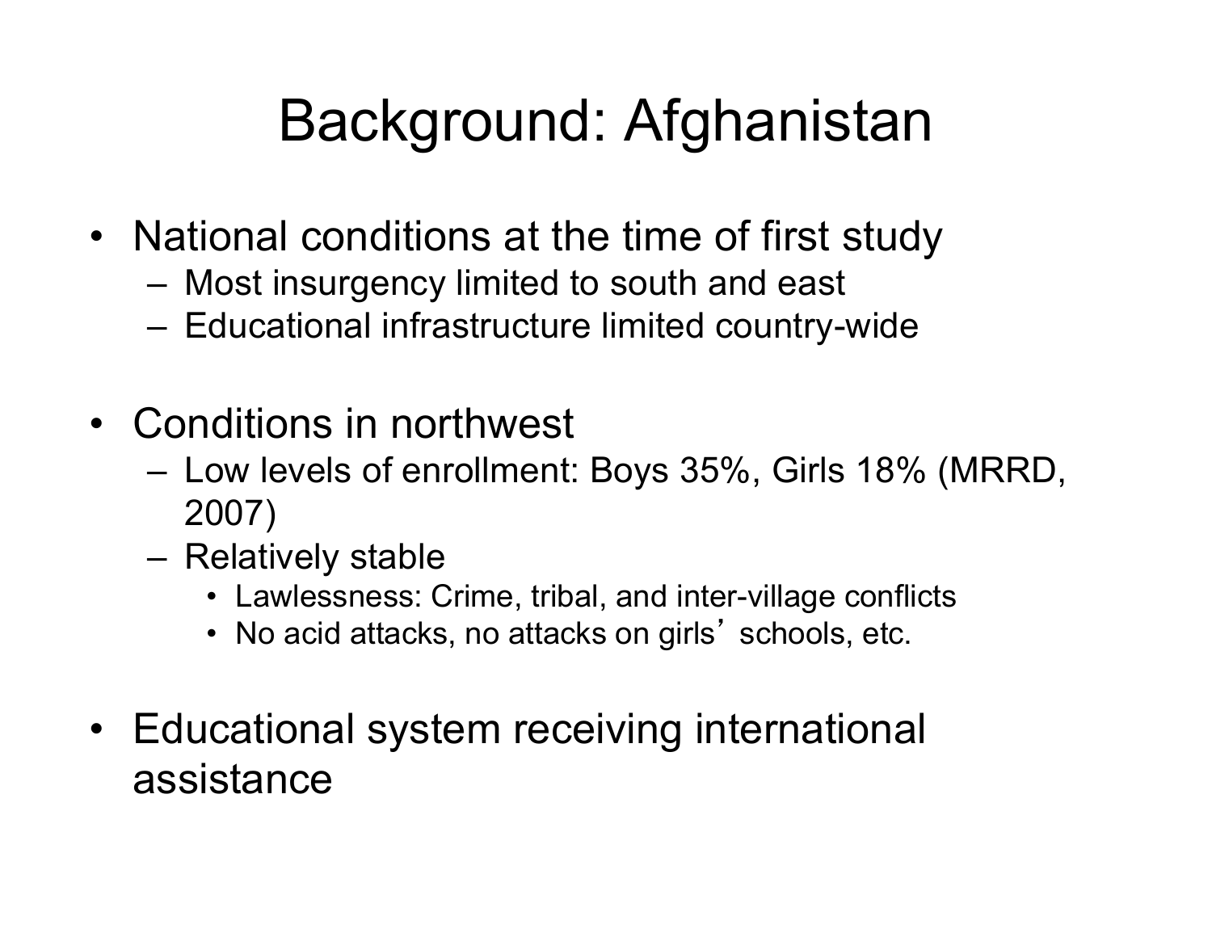# Background: Afghanistan

- National conditions at the time of first study
  - Most insurgency limited to south and east
  - Educational infrastructure limited country-wide

- Conditions in northwest
  - Low levels of enrollment: Boys 35%, Girls 18% (MRRD, 2007)
  - Relatively stable
    - Lawlessness: Crime, tribal, and inter-village conflicts
    - No acid attacks, no attacks on girls' schools, etc.

- Educational system receiving international assistance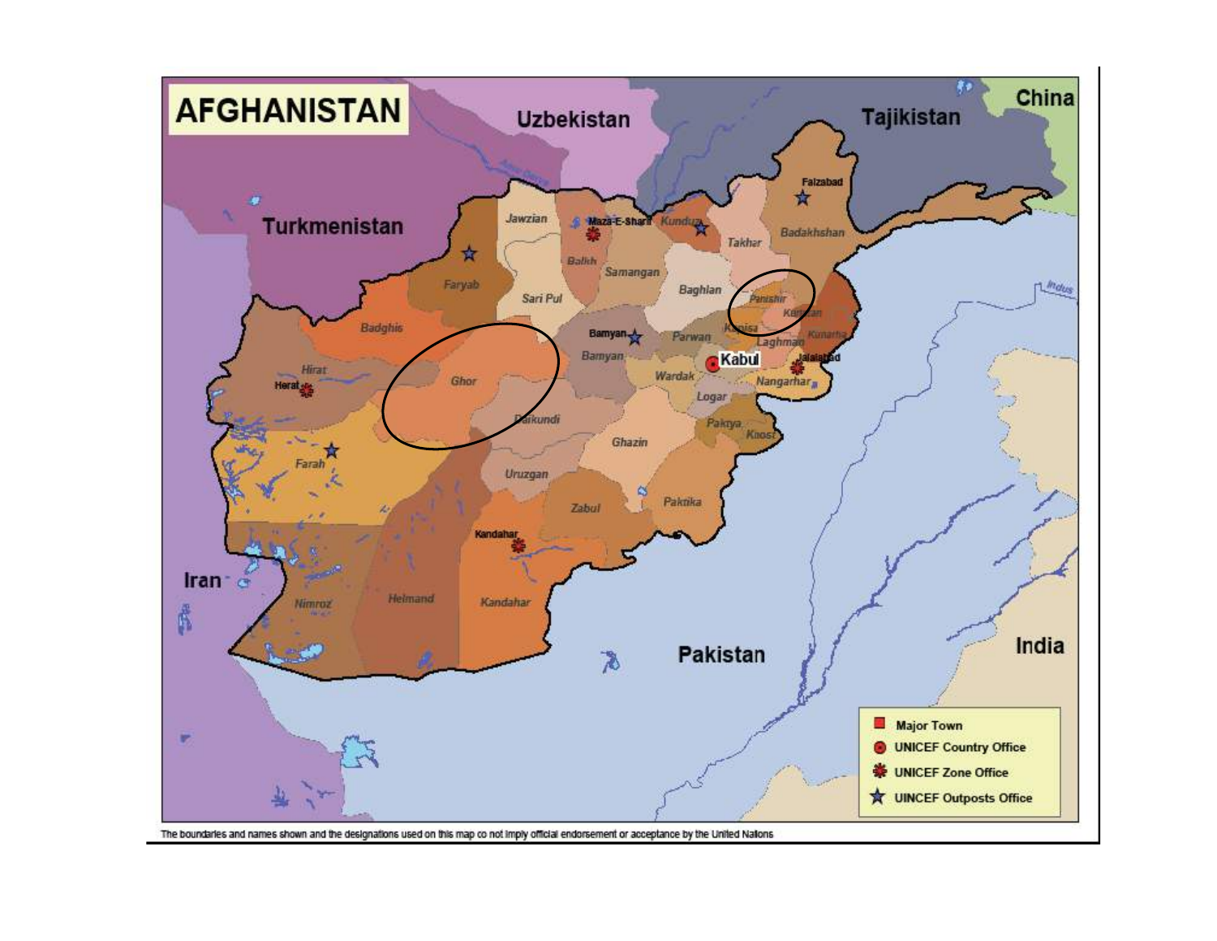# AFGHANISTAN

- Major Town
- UNICEF Country Office
- UNICEF Zone Office
- UINCEF Outposts Office

The boundaries and names shown and the designations used on this map do not imply official endorsement or acceptance by the United Nations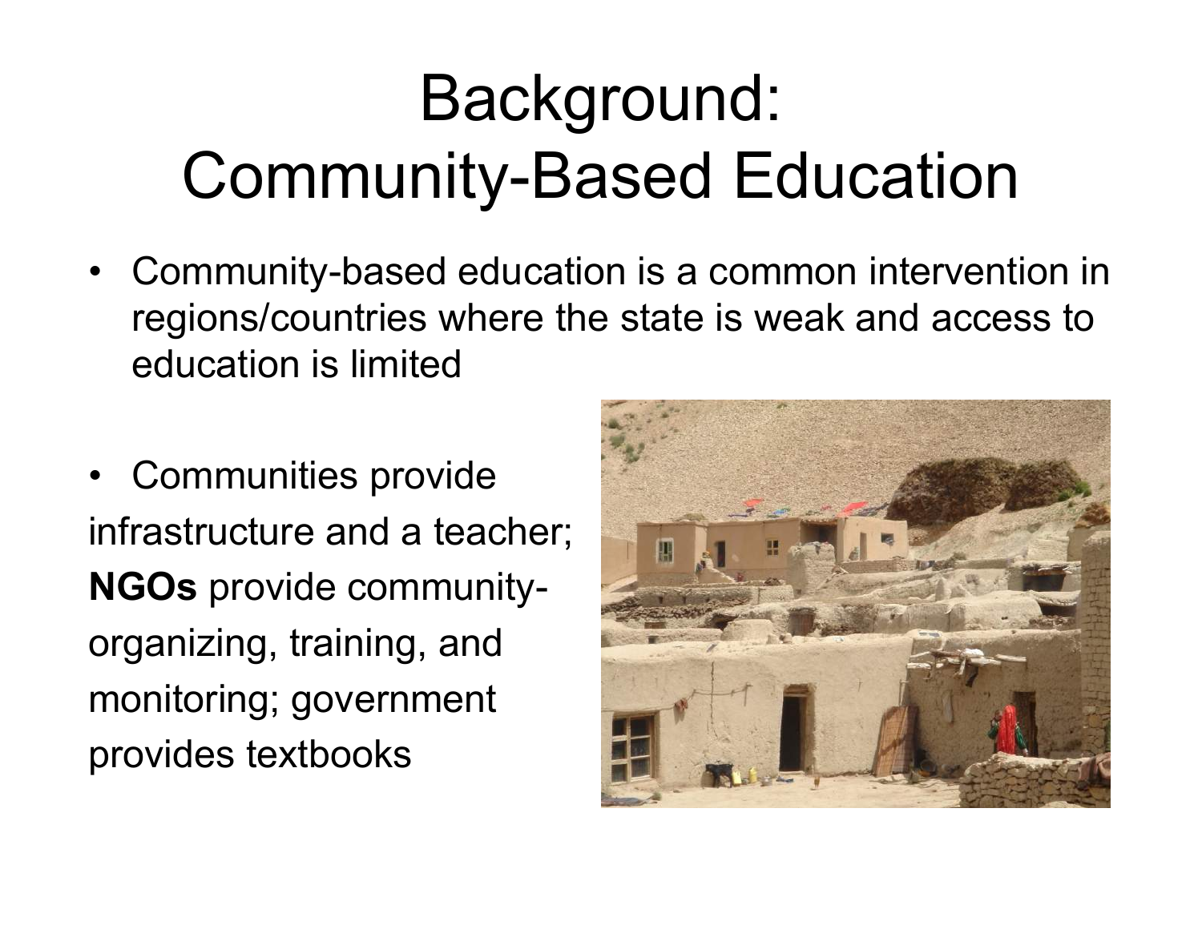# Background: Community-Based Education

- Community-based education is a common intervention in regions/countries where the state is weak and access to education is limited

- Communities provide infrastructure and a teacher; **NGOs** provide community-organizing, training, and monitoring; government provides textbooks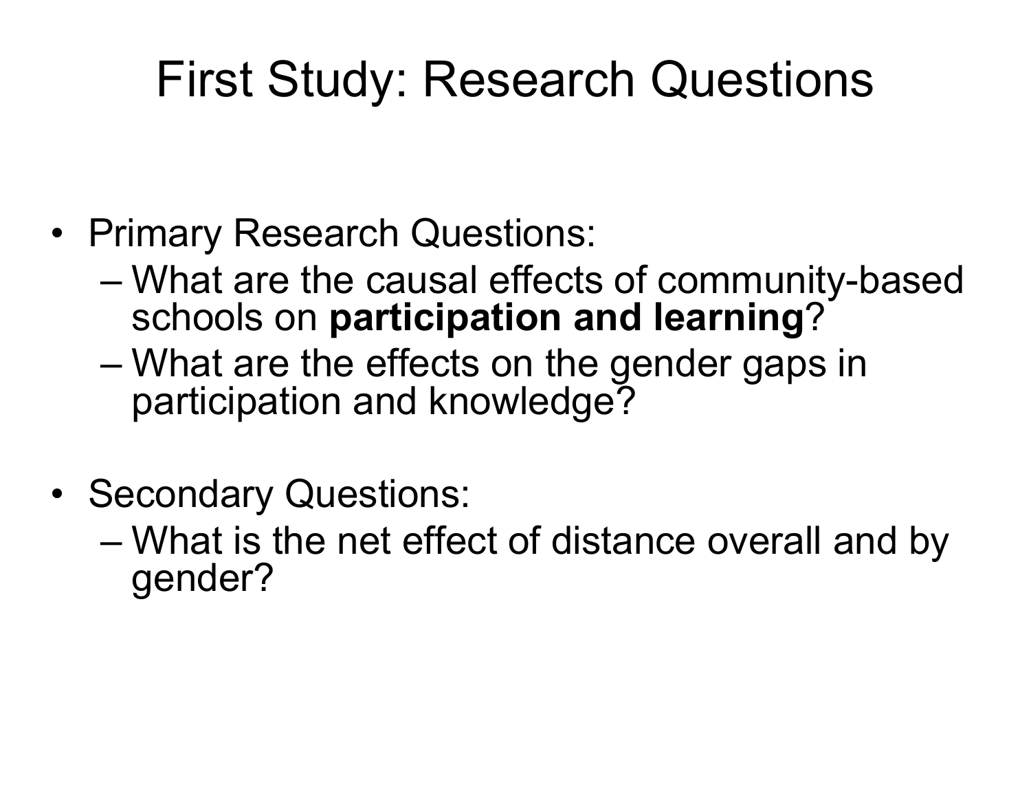# First Study: Research Questions

- Primary Research Questions:
  - What are the causal effects of community-based schools on **participation and learning**?
  - What are the effects on the gender gaps in participation and knowledge?

- Secondary Questions:
  - What is the net effect of distance overall and by gender?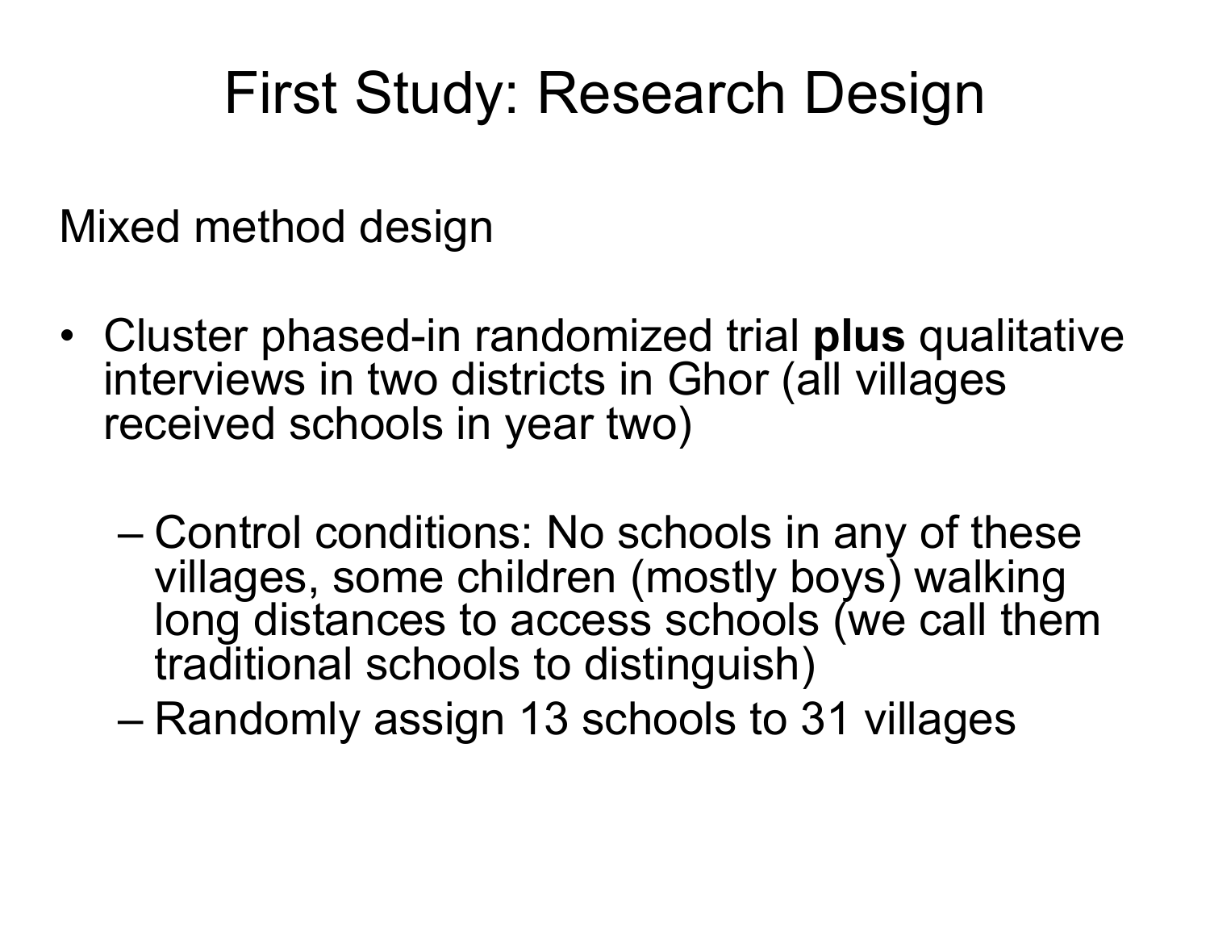# First Study: Research Design

Mixed method design

- Cluster phased-in randomized trial **plus** qualitative interviews in two districts in Ghor (all villages received schools in year two)
  - Control conditions: No schools in any of these villages, some children (mostly boys) walking long distances to access schools (we call them traditional schools to distinguish)
  - Randomly assign 13 schools to 31 villages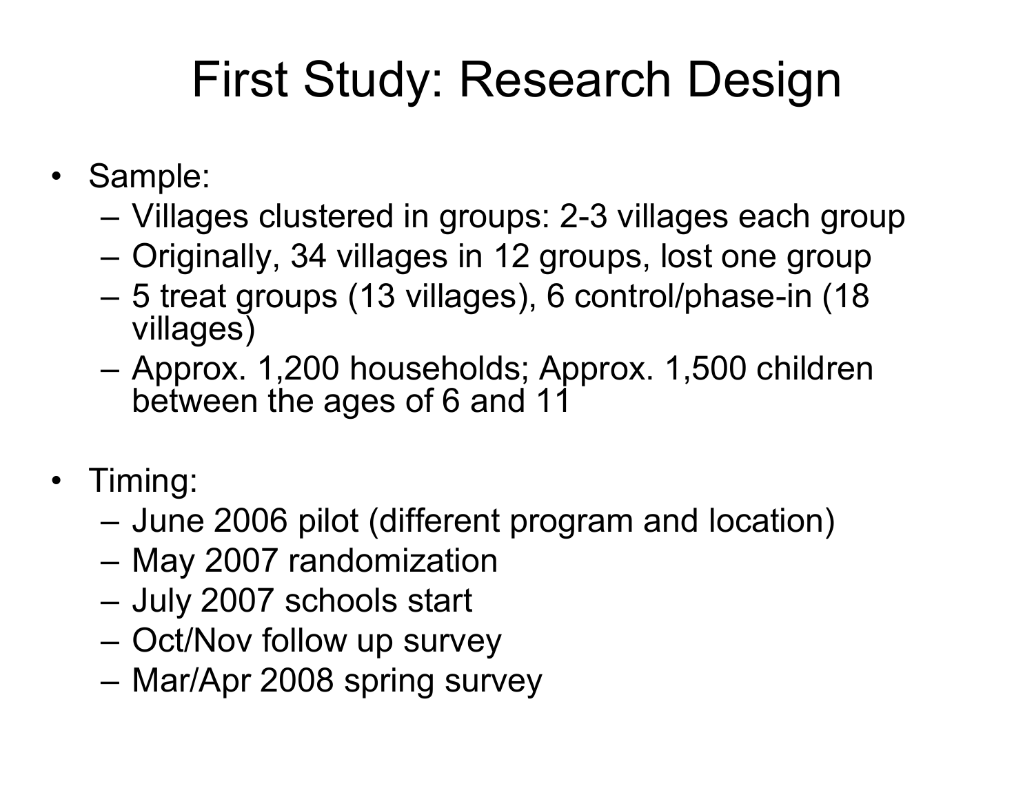# First Study: Research Design

- Sample:
  - Villages clustered in groups: 2-3 villages each group
  - Originally, 34 villages in 12 groups, lost one group
  - 5 treat groups (13 villages), 6 control/phase-in (18 villages)
  - Approx. 1,200 households; Approx. 1,500 children between the ages of 6 and 11
- Timing:
  - June 2006 pilot (different program and location)
  - May 2007 randomization
  - July 2007 schools start
  - Oct/Nov follow up survey
  - Mar/Apr 2008 spring survey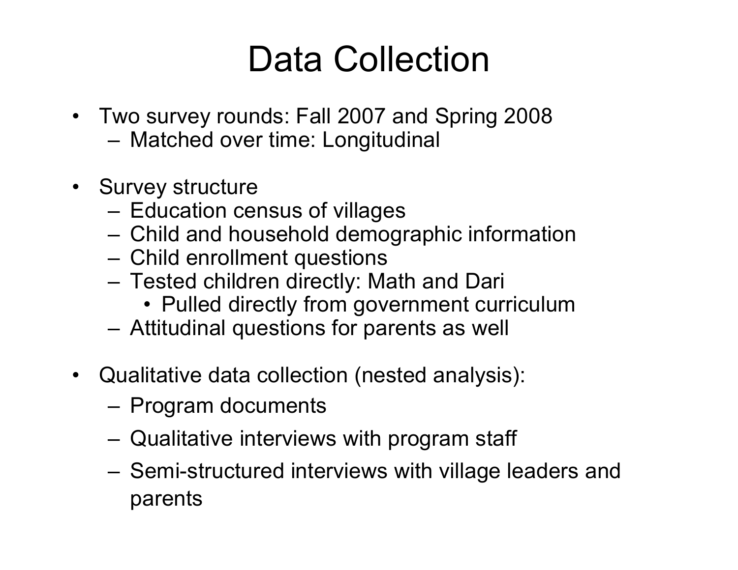# Data Collection

- Two survey rounds: Fall 2007 and Spring 2008
  - Matched over time: Longitudinal
- Survey structure
  - Education census of villages
  - Child and household demographic information
  - Child enrollment questions
  - Tested children directly: Math and Dari
    - Pulled directly from government curriculum
  - Attitudinal questions for parents as well
- Qualitative data collection (nested analysis):
  - Program documents
  - Qualitative interviews with program staff
  - Semi-structured interviews with village leaders and parents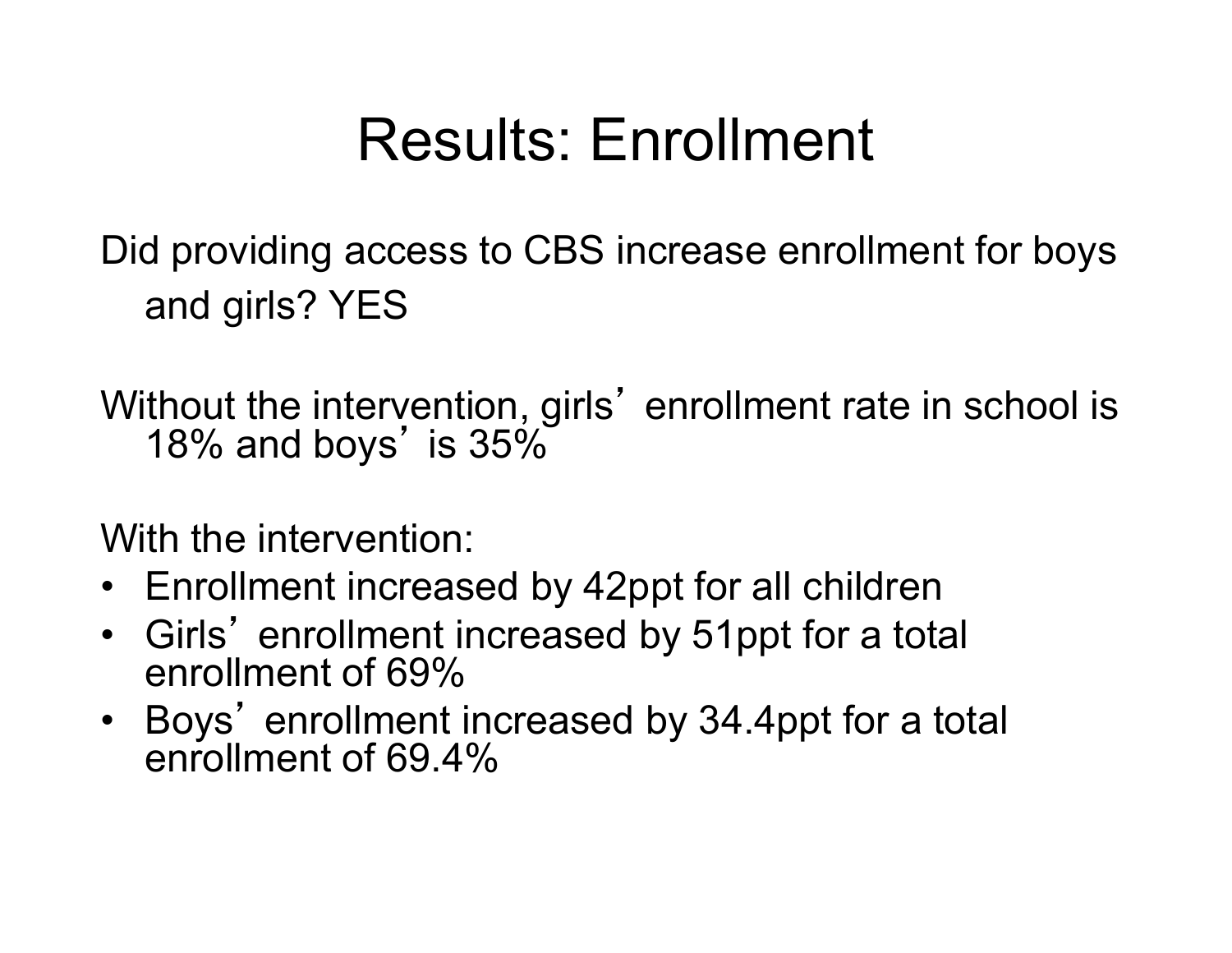# Results: Enrollment

Did providing access to CBS increase enrollment for boys and girls? YES

Without the intervention, girls' enrollment rate in school is 18% and boys' is 35%

With the intervention:

- Enrollment increased by 42ppt for all children
- Girls' enrollment increased by 51ppt for a total enrollment of 69%
- Boys' enrollment increased by 34.4ppt for a total enrollment of 69.4%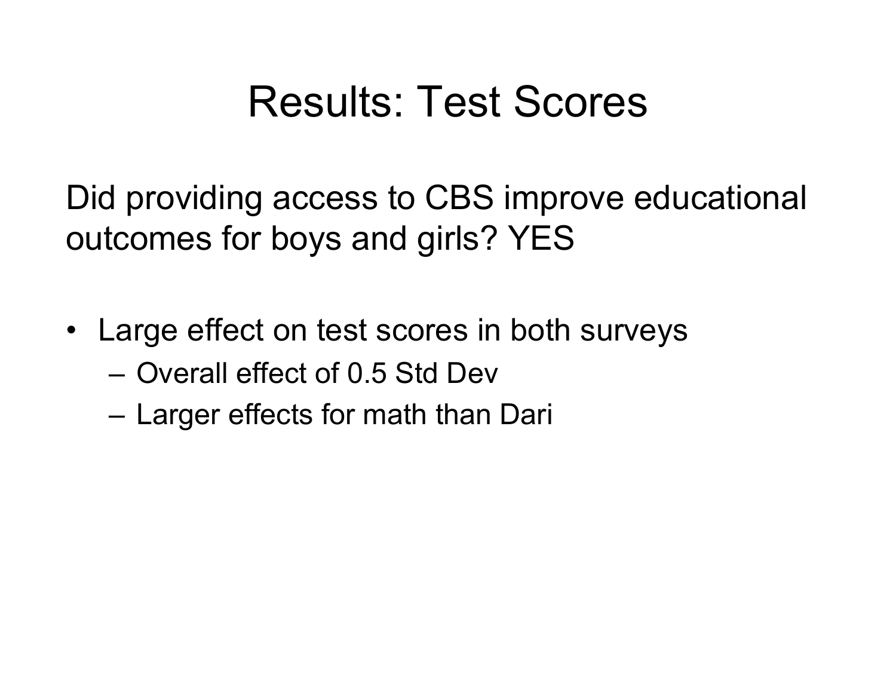# Results: Test Scores

Did providing access to CBS improve educational outcomes for boys and girls? YES

- Large effect on test scores in both surveys
  - Overall effect of 0.5 Std Dev
  - Larger effects for math than Dari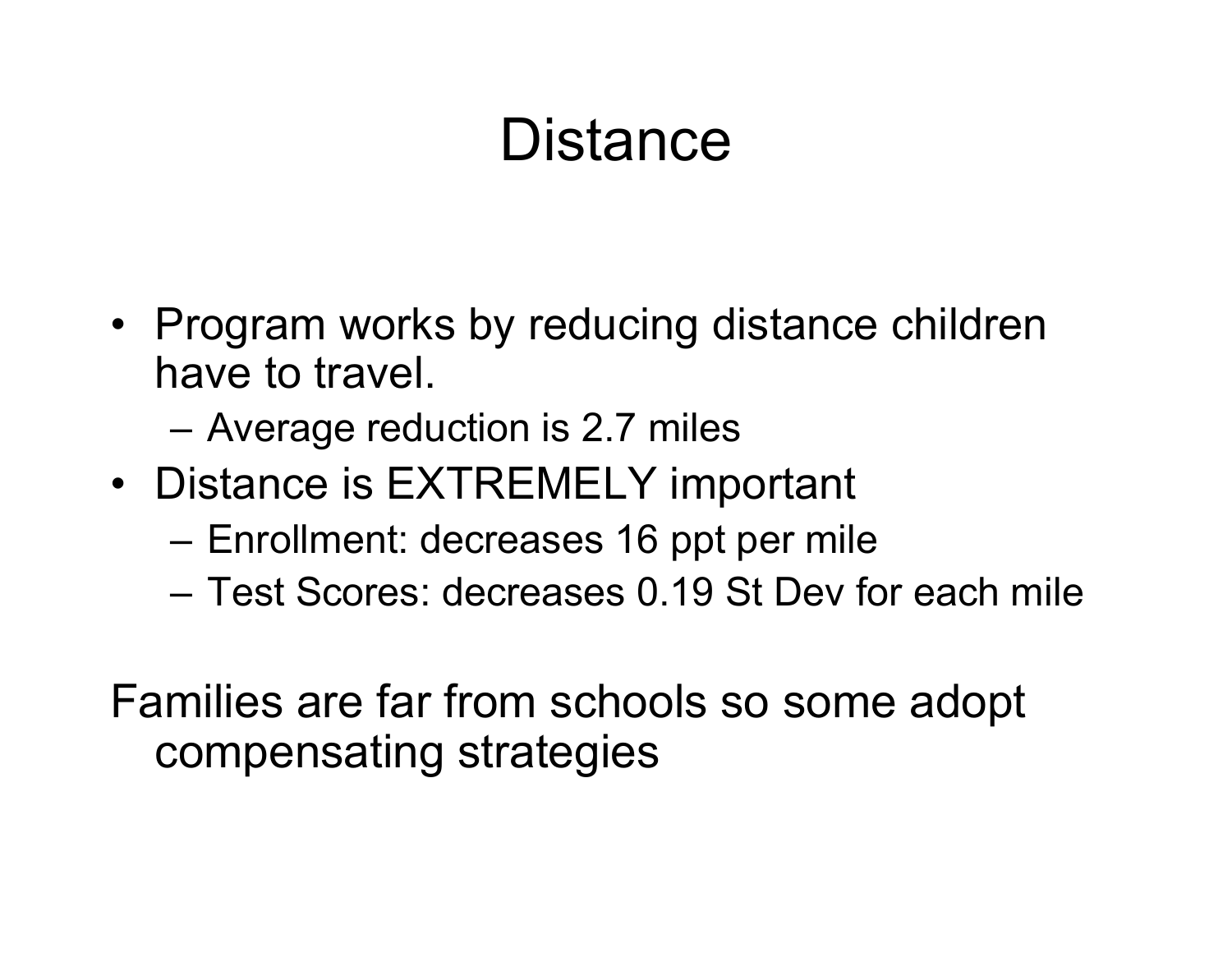# Distance

- Program works by reducing distance children have to travel.
  - Average reduction is 2.7 miles
- Distance is EXTREMELY important
  - Enrollment: decreases 16 ppt per mile
  - Test Scores: decreases 0.19 St Dev for each mile

Families are far from schools so some adopt compensating strategies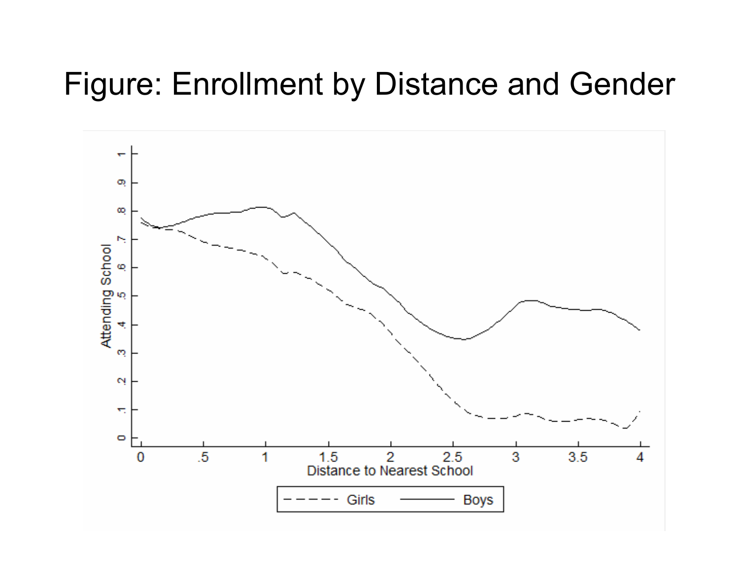# Figure: Enrollment by Distance and Gender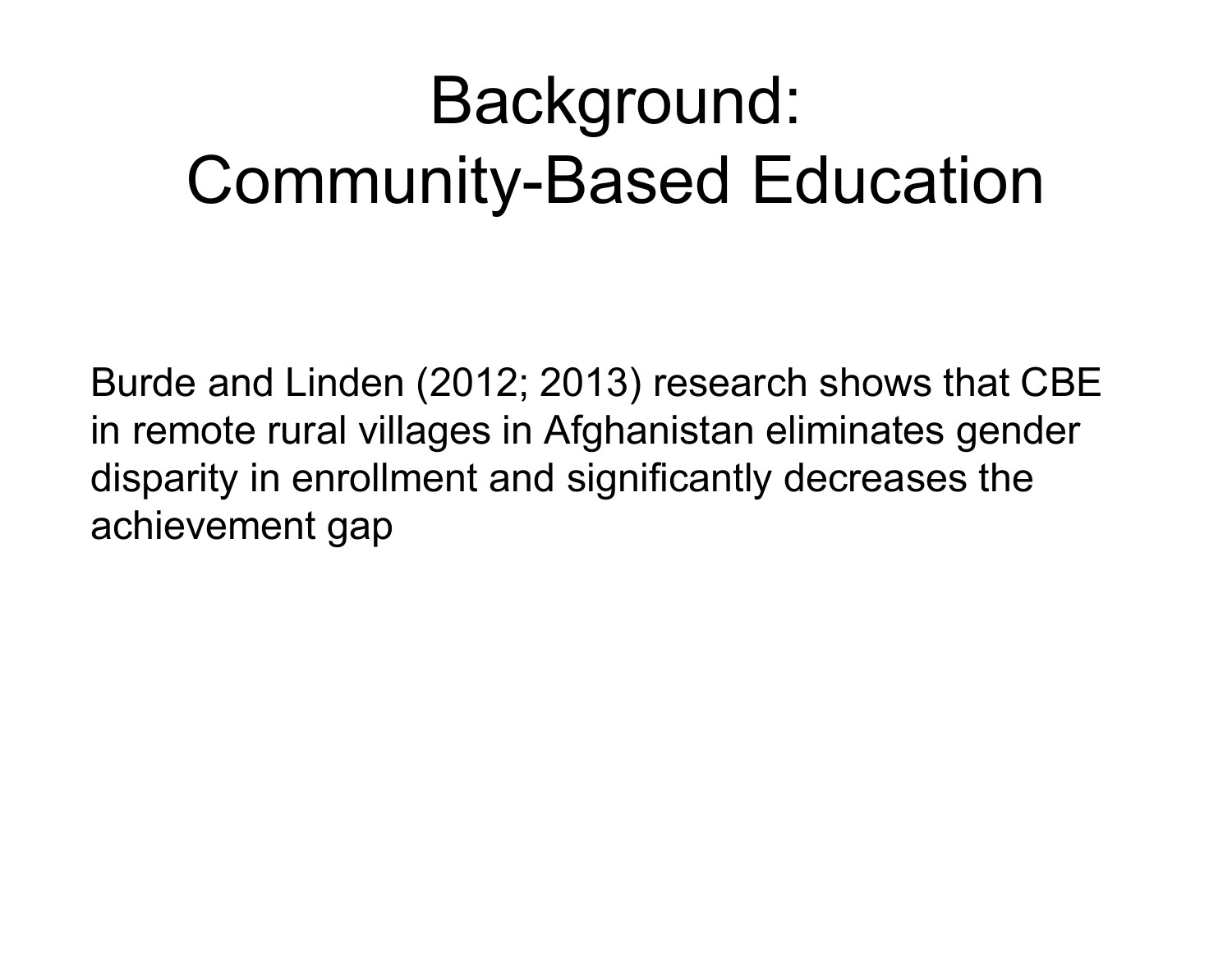# Background: Community-Based Education

Burde and Linden (2012; 2013) research shows that CBE in remote rural villages in Afghanistan eliminates gender disparity in enrollment and significantly decreases the achievement gap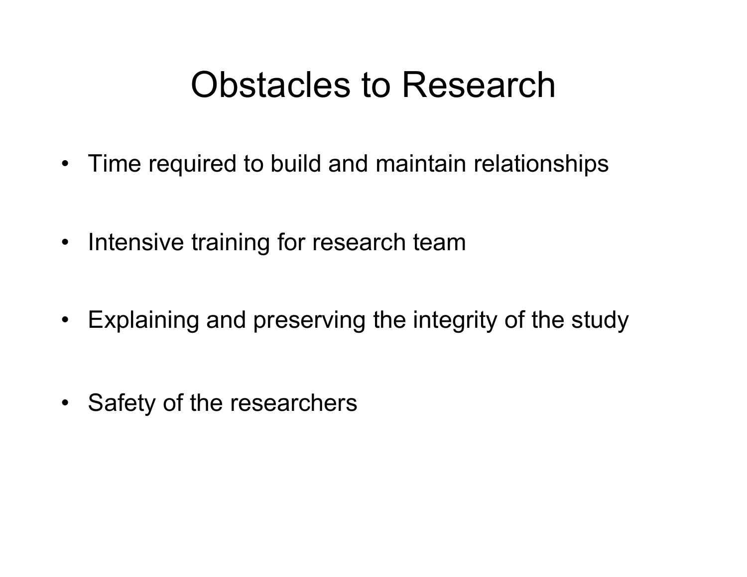# Obstacles to Research

- Time required to build and maintain relationships
- Intensive training for research team
- Explaining and preserving the integrity of the study
- Safety of the researchers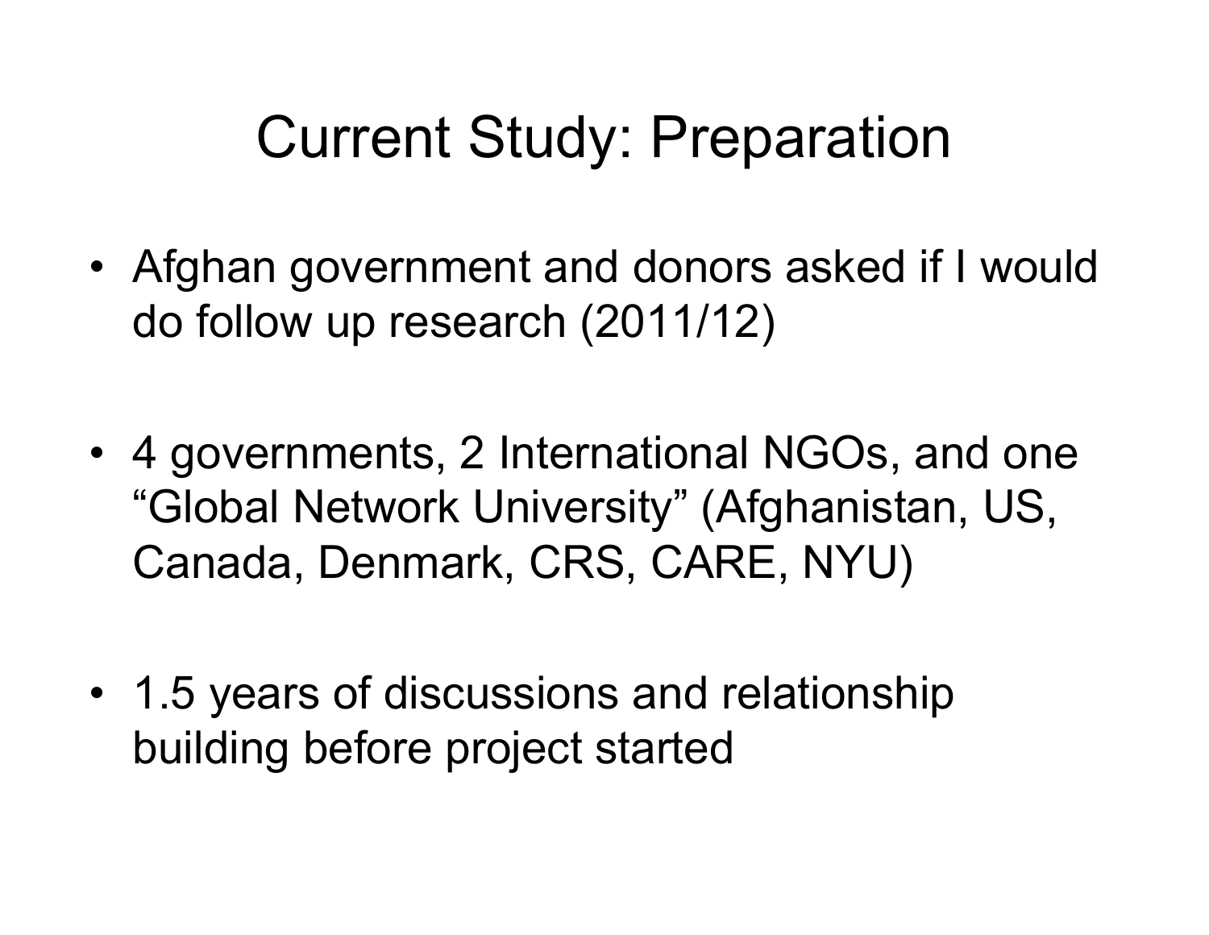# Current Study: Preparation

- Afghan government and donors asked if I would do follow up research (2011/12)
- 4 governments, 2 International NGOs, and one "Global Network University" (Afghanistan, US, Canada, Denmark, CRS, CARE, NYU)
- 1.5 years of discussions and relationship building before project started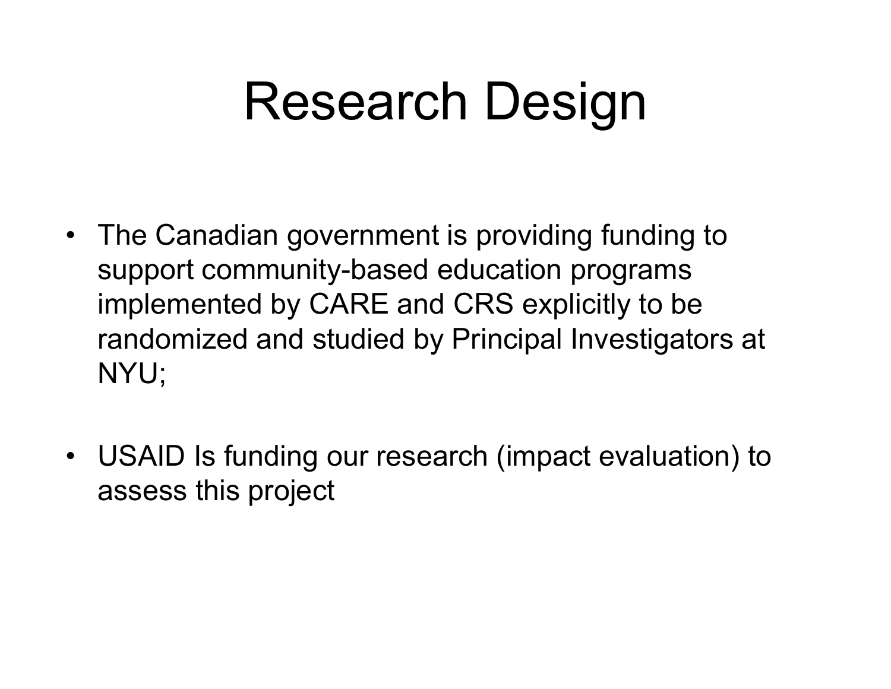# Research Design

- The Canadian government is providing funding to support community-based education programs implemented by CARE and CRS explicitly to be randomized and studied by Principal Investigators at NYU;
- USAID Is funding our research (impact evaluation) to assess this project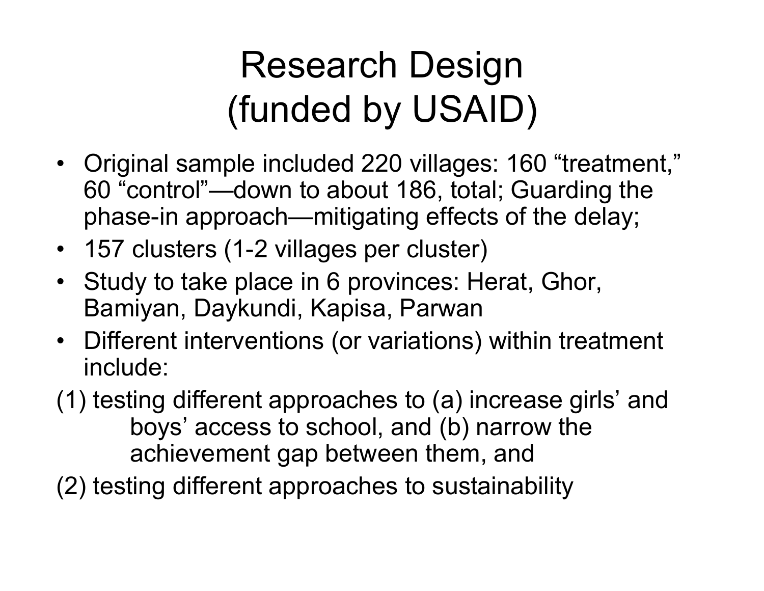# Research Design (funded by USAID)

- Original sample included 220 villages: 160 “treatment,” 60 “control”—down to about 186, total; Guarding the phase-in approach—mitigating effects of the delay;
- 157 clusters (1-2 villages per cluster)
- Study to take place in 6 provinces: Herat, Ghor, Bamiyan, Daykundi, Kapisa, Parwan
- Different interventions (or variations) within treatment include:

(1) testing different approaches to (a) increase girls’ and boys’ access to school, and (b) narrow the achievement gap between them, and

(2) testing different approaches to sustainability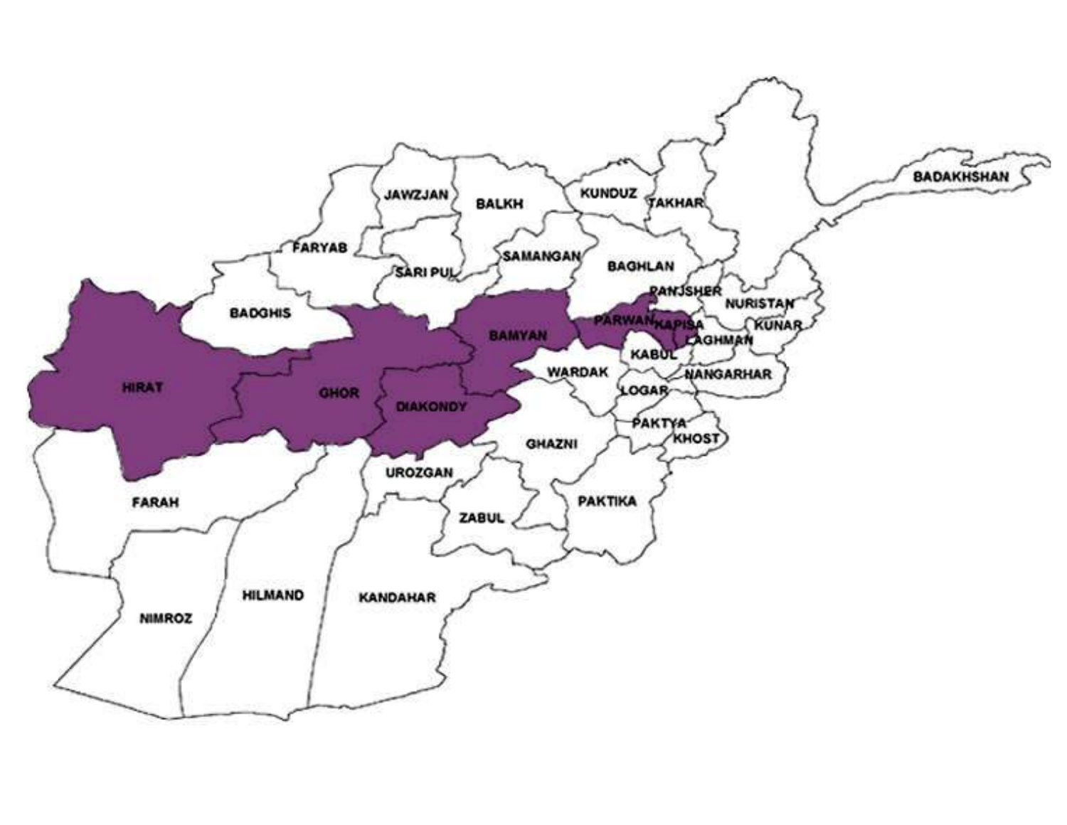BADAKHSHAN

JAWZJAN

BALKH

KUNDUZ

TAKHAR

FARYAB

SAMANGAN

SARI PUL

BAGHLAN

PANJSHER

NURISTAN

BADGHIS

PARWAN

KAPISA

KUNAR

BAMYAN

LAGHMAN

KABUL

HIRAT

GHOR

WARDAK

NANGARHAR

LOGAR

DIAKONDY

PAKTYA

KHOST

GHAZNI

UROZGAN

FARAH

PAKTIKA

ZABUL

HILMAND

KANDAHAR

NIMROZ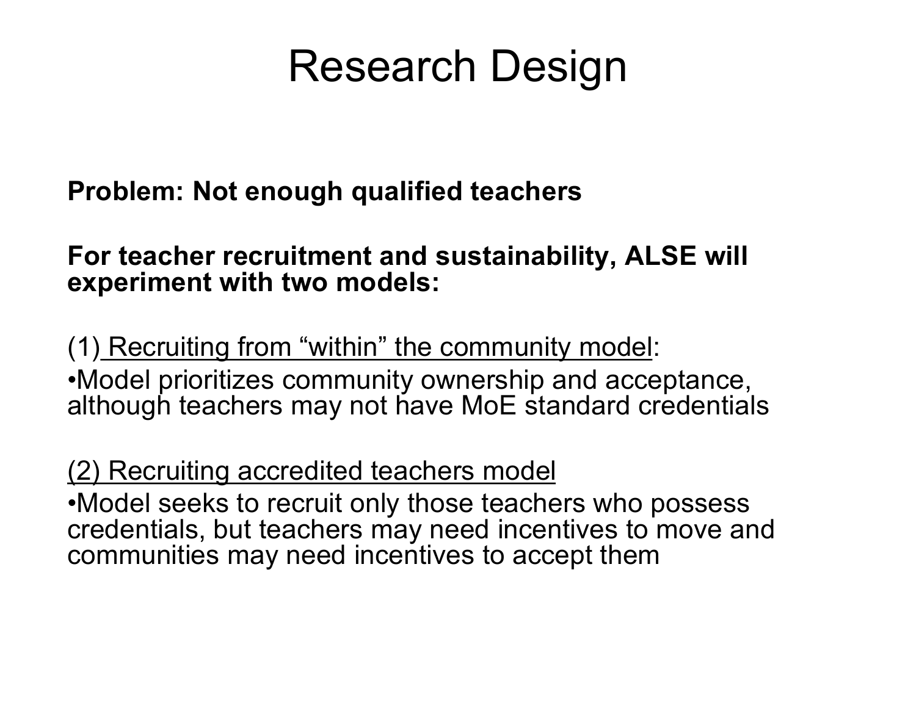# Research Design

**Problem: Not enough qualified teachers**

**For teacher recruitment and sustainability, ALSE will experiment with two models:**

(1) <u>Recruiting from “within” the community model</u>:

- Model prioritizes community ownership and acceptance, although teachers may not have MoE standard credentials

<u>(2) Recruiting accredited teachers model</u>

- Model seeks to recruit only those teachers who possess credentials, but teachers may need incentives to move and communities may need incentives to accept them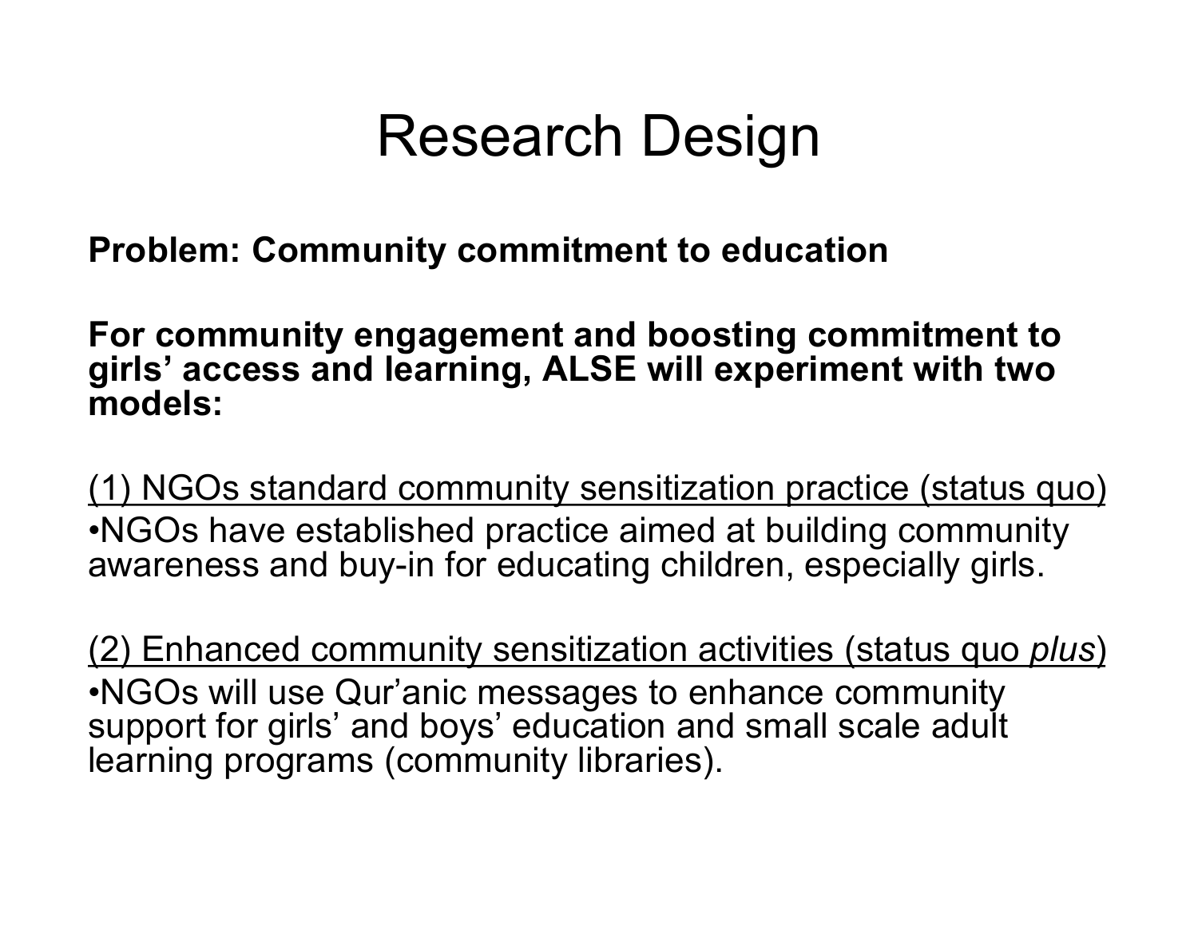# Research Design

**Problem: Community commitment to education**

**For community engagement and boosting commitment to girls' access and learning, ALSE will experiment with two models:**

<u>(1) NGOs standard community sensitization practice (status quo)</u>

- NGOs have established practice aimed at building community awareness and buy-in for educating children, especially girls.

<u>(2) Enhanced community sensitization activities (status quo *plus*)</u>

- NGOs will use Qur'anic messages to enhance community support for girls' and boys' education and small scale adult learning programs (community libraries).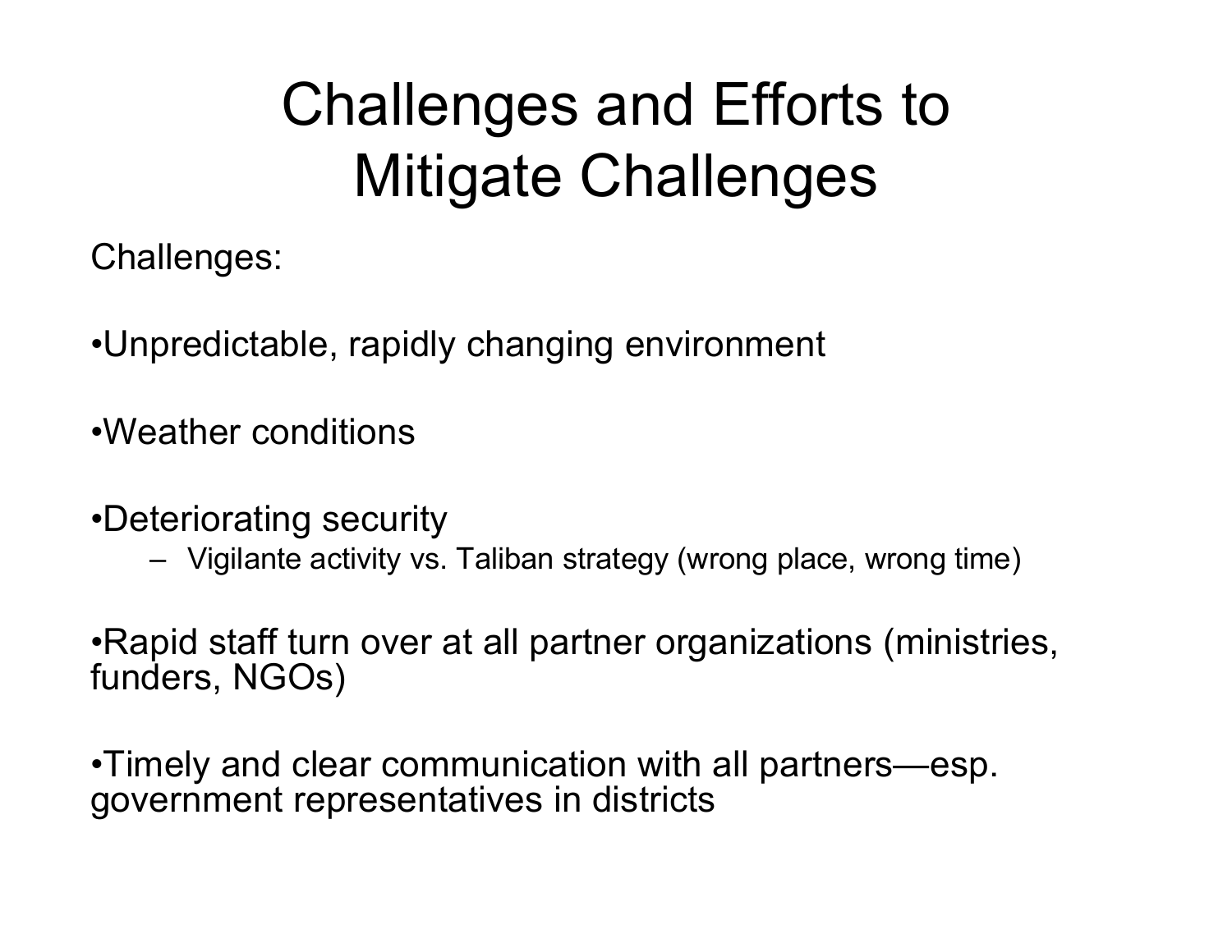# Challenges and Efforts to Mitigate Challenges

Challenges:

- Unpredictable, rapidly changing environment
- Weather conditions
- Deteriorating security
  - Vigilante activity vs. Taliban strategy (wrong place, wrong time)
- Rapid staff turn over at all partner organizations (ministries, funders, NGOs)
- Timely and clear communication with all partners—esp. government representatives in districts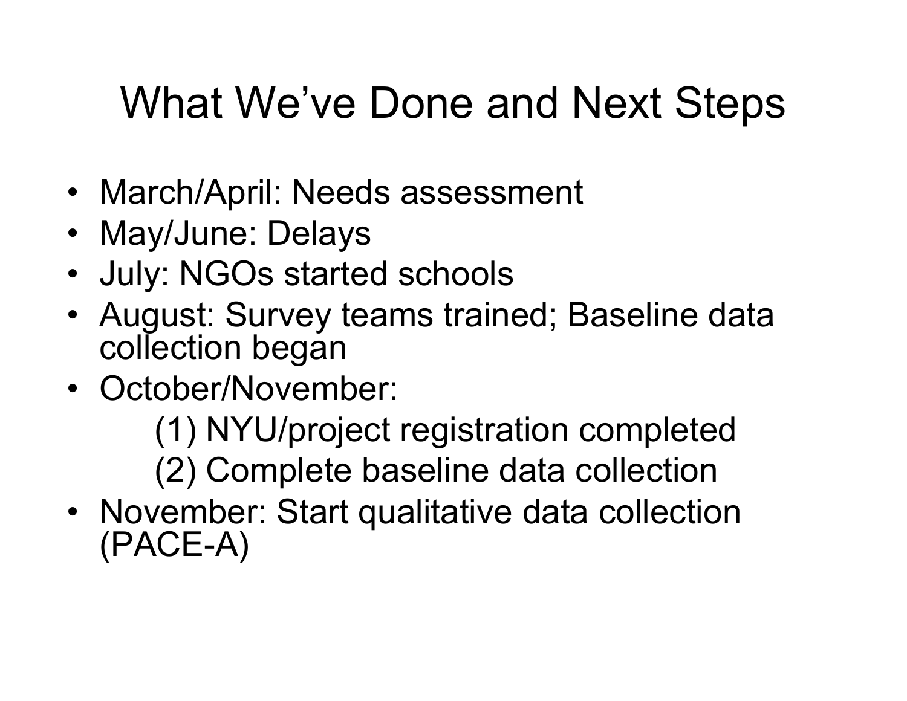# What We've Done and Next Steps

- March/April: Needs assessment
- May/June: Delays
- July: NGOs started schools
- August: Survey teams trained; Baseline data collection began
- October/November:
  - (1) NYU/project registration completed
  - (2) Complete baseline data collection
- November: Start qualitative data collection (PACE-A)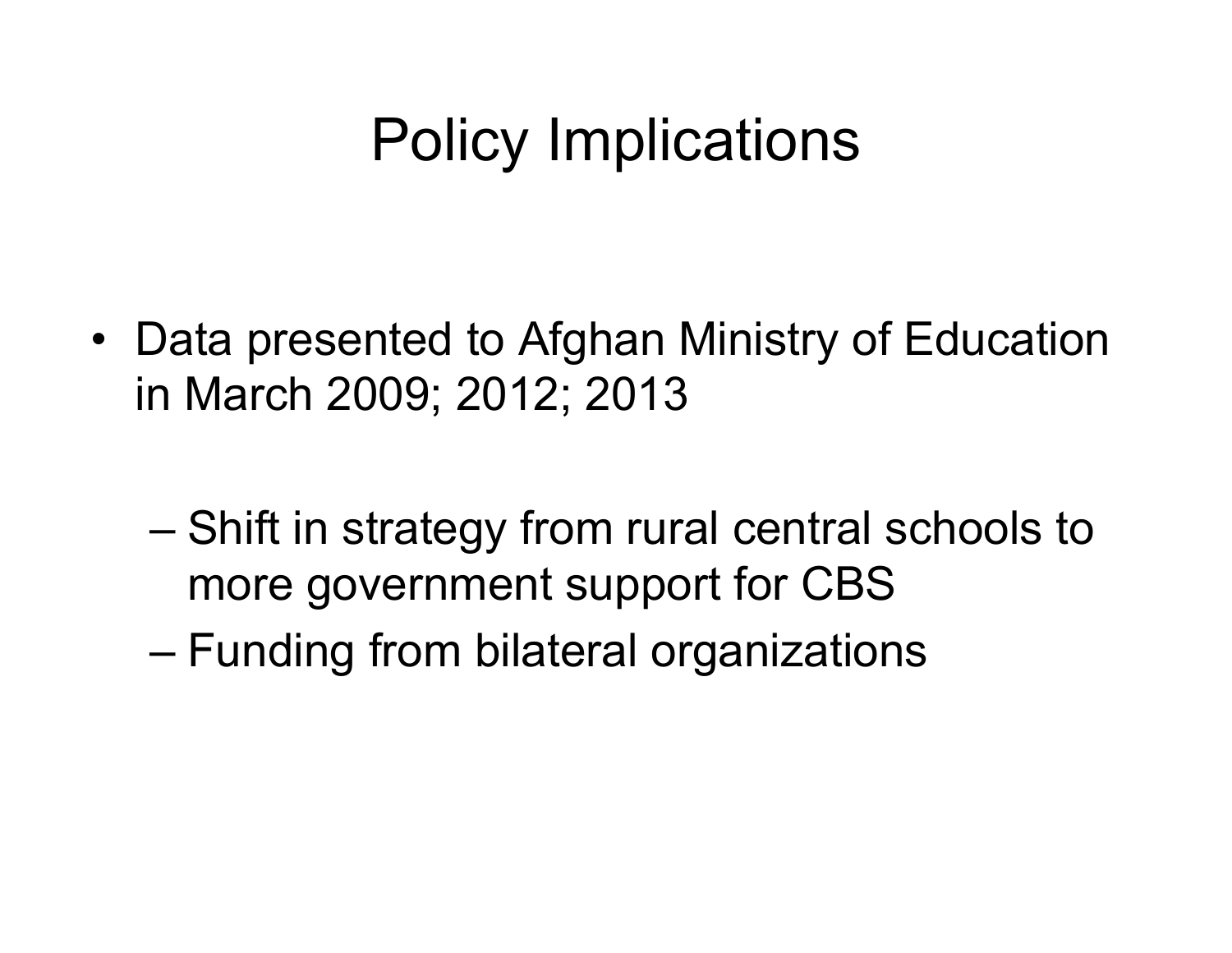# Policy Implications

- Data presented to Afghan Ministry of Education in March 2009; 2012; 2013
  - Shift in strategy from rural central schools to more government support for CBS
  - Funding from bilateral organizations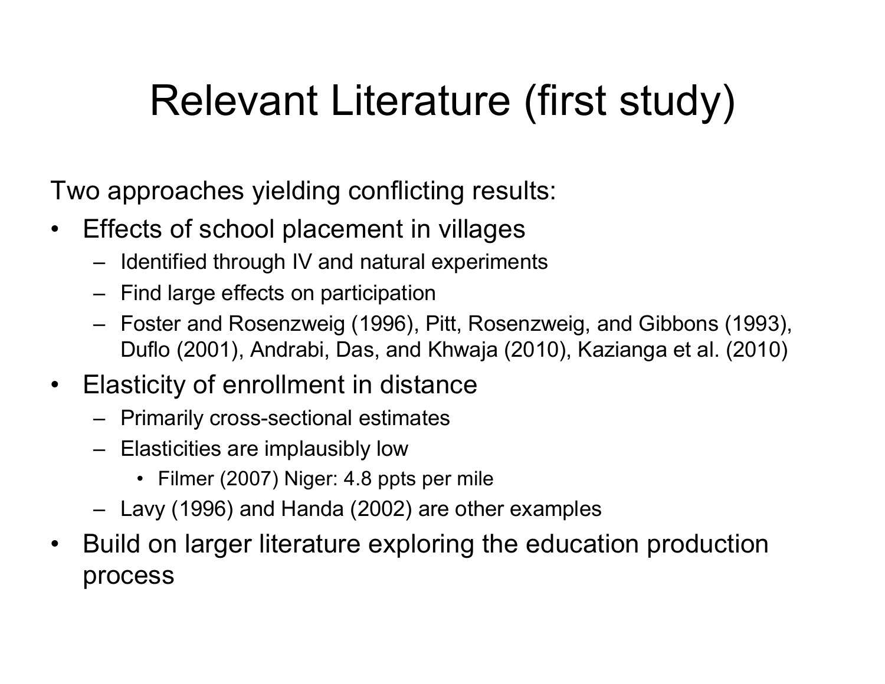# Relevant Literature (first study)

Two approaches yielding conflicting results:

- Effects of school placement in villages
  - Identified through IV and natural experiments
  - Find large effects on participation
  - Foster and Rosenzweig (1996), Pitt, Rosenzweig, and Gibbons (1993), Duflo (2001), Andrabi, Das, and Khwaja (2010), Kazianga et al. (2010)
- Elasticity of enrollment in distance
  - Primarily cross-sectional estimates
  - Elasticities are implausibly low
    - Filmer (2007) Niger: 4.8 ppts per mile
  - Lavy (1996) and Handa (2002) are other examples
- Build on larger literature exploring the education production process